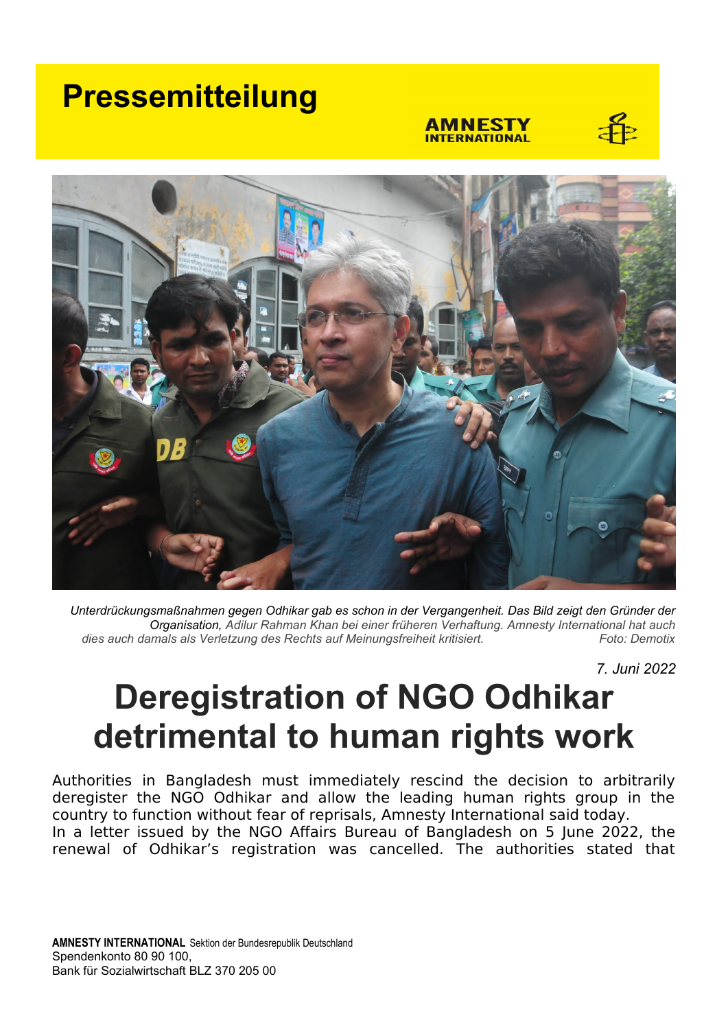# Pressemitteilung

AMNESTY INTERNATIONAL

*Unterdrückungsmaßnahmen gegen Odhikar gab es schon in der Vergangenheit. Das Bild zeigt den Gründer der Organisation,* Adilur Rahman Khan bei einer früheren Verhaftung. Amnesty International hat auch dies auch damals als Verletzung des Rechts auf Meinungsfreiheit kritisiert. Foto: Demotix

*7. Juni 2022*

# Deregistration of NGO Odhikar detrimental to human rights work

Authorities in Bangladesh must immediately rescind the decision to arbitrarily deregister the NGO Odhikar and allow the leading human rights group in the country to function without fear of reprisals, Amnesty International said today.

In a letter issued by the NGO Affairs Bureau of Bangladesh on 5 June 2022, the renewal of Odhikar's registration was cancelled. The authorities stated that

**AMNESTY INTERNATIONAL** Sektion der Bundesrepublik Deutschland
Spendenkonto 80 90 100,
Bank für Sozialwirtschaft BLZ 370 205 00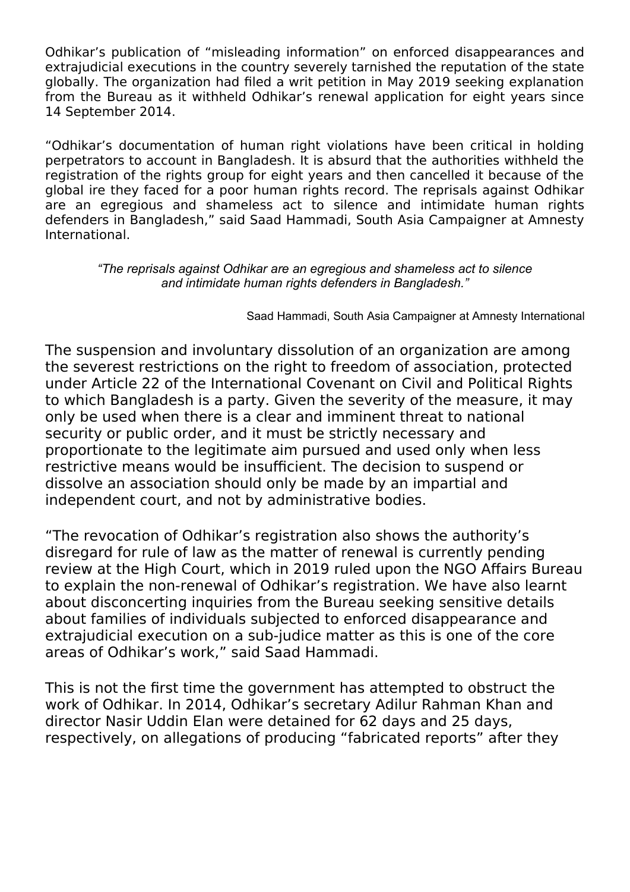Odhikar's publication of "misleading information" on enforced disappearances and extrajudicial executions in the country severely tarnished the reputation of the state globally. The organization had filed a writ petition in May 2019 seeking explanation from the Bureau as it withheld Odhikar's renewal application for eight years since 14 September 2014.

"Odhikar's documentation of human right violations have been critical in holding perpetrators to account in Bangladesh. It is absurd that the authorities withheld the registration of the rights group for eight years and then cancelled it because of the global ire they faced for a poor human rights record. The reprisals against Odhikar are an egregious and shameless act to silence and intimidate human rights defenders in Bangladesh," said Saad Hammadi, South Asia Campaigner at Amnesty International.

> *"The reprisals against Odhikar are an egregious and shameless act to silence and intimidate human rights defenders in Bangladesh."*
>
> Saad Hammadi, South Asia Campaigner at Amnesty International

The suspension and involuntary dissolution of an organization are among the severest restrictions on the right to freedom of association, protected under Article 22 of the International Covenant on Civil and Political Rights to which Bangladesh is a party. Given the severity of the measure, it may only be used when there is a clear and imminent threat to national security or public order, and it must be strictly necessary and proportionate to the legitimate aim pursued and used only when less restrictive means would be insufficient. The decision to suspend or dissolve an association should only be made by an impartial and independent court, and not by administrative bodies.

"The revocation of Odhikar's registration also shows the authority's disregard for rule of law as the matter of renewal is currently pending review at the High Court, which in 2019 ruled upon the NGO Affairs Bureau to explain the non-renewal of Odhikar's registration. We have also learnt about disconcerting inquiries from the Bureau seeking sensitive details about families of individuals subjected to enforced disappearance and extrajudicial execution on a sub-judice matter as this is one of the core areas of Odhikar's work," said Saad Hammadi.

This is not the first time the government has attempted to obstruct the work of Odhikar. In 2014, Odhikar's secretary Adilur Rahman Khan and director Nasir Uddin Elan were detained for 62 days and 25 days, respectively, on allegations of producing "fabricated reports" after they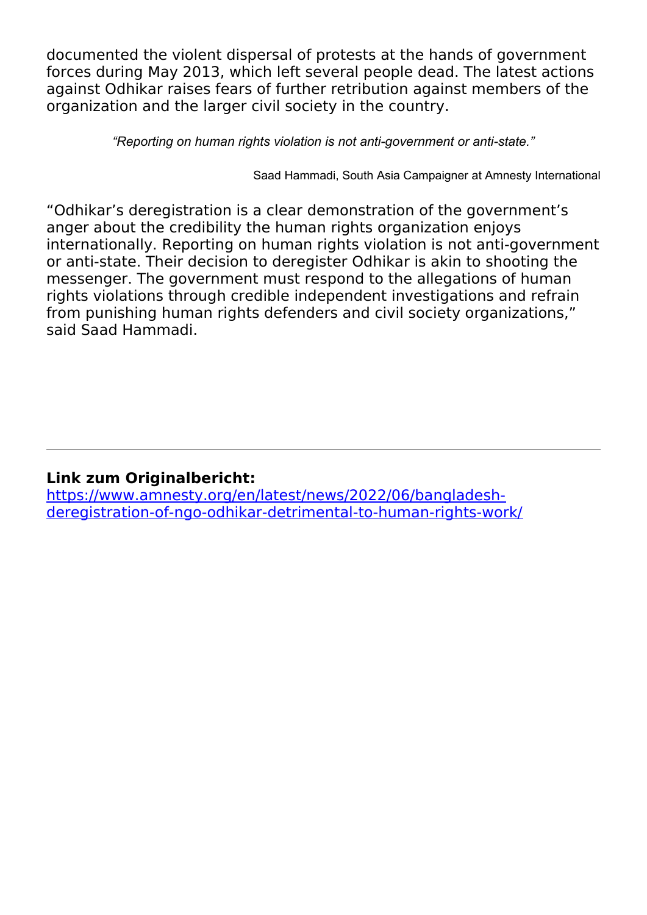documented the violent dispersal of protests at the hands of government forces during May 2013, which left several people dead. The latest actions against Odhikar raises fears of further retribution against members of the organization and the larger civil society in the country.

*"Reporting on human rights violation is not anti-government or anti-state."*

Saad Hammadi, South Asia Campaigner at Amnesty International

"Odhikar's deregistration is a clear demonstration of the government's anger about the credibility the human rights organization enjoys internationally. Reporting on human rights violation is not anti-government or anti-state. Their decision to deregister Odhikar is akin to shooting the messenger. The government must respond to the allegations of human rights violations through credible independent investigations and refrain from punishing human rights defenders and civil society organizations," said Saad Hammadi.

---

**Link zum Originalbericht:**
[https://www.amnesty.org/en/latest/news/2022/06/bangladesh-deregistration-of-ngo-odhikar-detrimental-to-human-rights-work/](https://www.amnesty.org/en/latest/news/2022/06/bangladesh-deregistration-of-ngo-odhikar-detrimental-to-human-rights-work/)